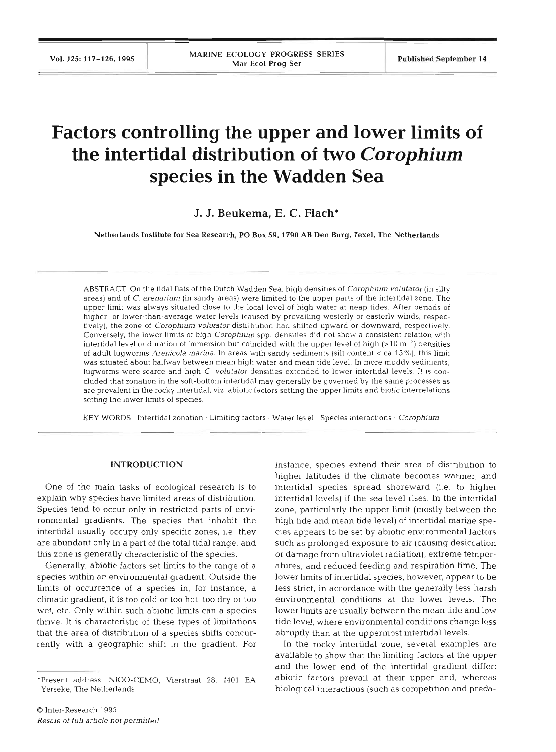# Factors controlling the upper and lower limits of the intertidal distribution of two *Corophium* species in the Wadden Sea

**J. J. Beukema, E. C. Flach***

Netherlands Institute for Sea Research, PO Box 59, 1790 AB Den Burg, Texel, The Netherlands

ABSTRACT: On the tidal flats of the Dutch Wadden Sea, high densities of *Corophium volutator* (in silty areas) and of *C. arenarium* (in sandy areas) were limited to the upper parts of the intertidal zone. The upper limit was always situated close to the local level of high water at neap tides. After periods of higher- or lower-than-average water levels (caused by prevailing westerly or easterly winds, respectively), the zone of *Corophium volutator* distribution had shifted upward or downward, respectively. Conversely, the lower limits of high *Corophium* spp. densities did not show a consistent relation with intertidal level or duration of immersion but coincided with the upper level of high (>10 $m^{-2}$) densities of adult lugworms *Arenicola marina*. In areas with sandy sediments (silt content < ca 15%), this limit was situated about halfway between mean high water and mean tide level. In more muddy sediments, lugworms were scarce and high *C. volutator* densities extended to lower intertidal levels. It is concluded that zonation in the soft-bottom intertidal may generally be governed by the same processes as are prevalent in the rocky intertidal, viz. abiotic factors setting the upper limits and biotic interrelations setting the lower limits of species.

KEY WORDS: Intertidal zonation · Limiting factors · Water level · Species interactions · *Corophium*

## INTRODUCTION

One of the main tasks of ecological research is to explain why species have limited areas of distribution. Species tend to occur only in restricted parts of environmental gradients. The species that inhabit the intertidal usually occupy only specific zones, i.e. they are abundant only in a part of the total tidal range, and this zone is generally characteristic of the species.

Generally, abiotic factors set limits to the range of a species within an environmental gradient. Outside the limits of occurrence of a species in, for instance, a climatic gradient, it is too cold or too hot, too dry or too wet, etc. Only within such abiotic limits can a species thrive. It is characteristic of these types of limitations that the area of distribution of a species shifts concurrently with a geographic shift in the gradient. For instance, species extend their area of distribution to higher latitudes if the climate becomes warmer, and intertidal species spread shoreward (i.e. to higher intertidal levels) if the sea level rises. In the intertidal zone, particularly the upper limit (mostly between the high tide and mean tide level) of intertidal marine species appears to be set by abiotic environmental factors such as prolonged exposure to air (causing desiccation or damage from ultraviolet radiation), extreme temperatures, and reduced feeding and respiration time. The lower limits of intertidal species, however, appear to be less strict, in accordance with the generally less harsh environmental conditions at the lower levels. The lower limits are usually between the mean tide and low tide level, where environmental conditions change less abruptly than at the uppermost intertidal levels.

In the rocky intertidal zone, several examples are available to show that the limiting factors at the upper and the lower end of the intertidal gradient differ: abiotic factors prevail at their upper end, whereas biological interactions (such as competition and preda-

*Present address: NIOO-CEMO, Vierstraat 28, 4401 EA Yerseke, The Netherlands

© Inter-Research 1995
*Resale of full article not permitted*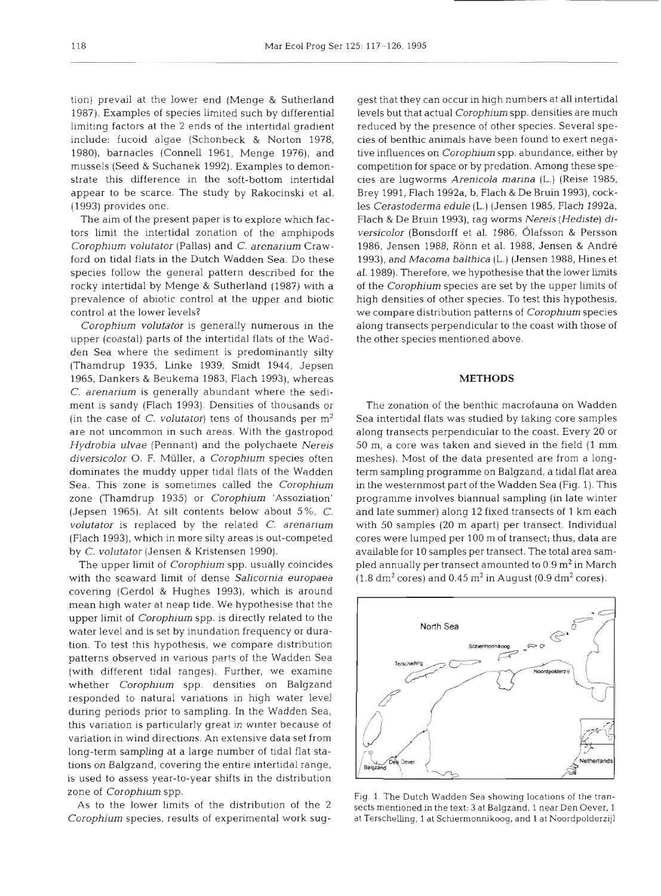tion) prevail at the lower end (Menge & Sutherland 1987). Examples of species limited such by differential limiting factors at the 2 ends of the intertidal gradient include: fucoid algae (Schonbeck & Norton 1978, 1980), barnacles (Connell 1961, Menge 1976), and mussels (Seed & Suchanek 1992). Examples to demonstrate this difference in the soft-bottom intertidal appear to be scarce. The study by Rakocinski et al. (1993) provides one.

The aim of the present paper is to explore which factors limit the intertidal zonation of the amphipods *Corophium volutator* (Pallas) and *C. arenarium* Crawford on tidal flats in the Dutch Wadden Sea. Do these species follow the general pattern described for the rocky intertidal by Menge & Sutherland (1987) with a prevalence of abiotic control at the upper and biotic control at the lower levels?

*Corophium volutator* is generally numerous in the upper (coastal) parts of the intertidal flats of the Wadden Sea where the sediment is predominantly silty (Thamdrup 1935, Linke 1939, Smidt 1944, Jepsen 1965, Dankers & Beukema 1983, Flach 1993), whereas *C. arenarium* is generally abundant where the sediment is sandy (Flach 1993). Densities of thousands or (in the case of *C. volutator*) tens of thousands per $m^2$ are not uncommon in such areas. With the gastropod *Hydrobia ulvae* (Pennant) and the polychaete *Nereis diversicolor* O. F. Müller, a *Corophium* species often dominates the muddy upper tidal flats of the Wadden Sea. This zone is sometimes called the *Corophium* zone (Thamdrup 1935) or *Corophium* 'Assoziation' (Jepsen 1965). At silt contents below about 5%, *C. volutator* is replaced by the related *C. arenarium* (Flach 1993), which in more silty areas is out-competed by *C. volutator* (Jensen & Kristensen 1990).

The upper limit of *Corophium* spp. usually coincides with the seaward limit of dense *Salicornia europaea* covering (Gerdol & Hughes 1993), which is around mean high water at neap tide. We hypothesise that the upper limit of *Corophium* spp. is directly related to the water level and is set by inundation frequency or duration. To test this hypothesis, we compare distribution patterns observed in various parts of the Wadden Sea (with different tidal ranges). Further, we examine whether *Corophium* spp. densities on Balgzand responded to natural variations in high water level during periods prior to sampling. In the Wadden Sea, this variation is particularly great in winter because of variation in wind directions. An extensive data set from long-term sampling at a large number of tidal flat stations on Balgzand, covering the entire intertidal range, is used to assess year-to-year shifts in the distribution zone of *Corophium* spp.

As to the lower limits of the distribution of the 2 *Corophium* species, results of experimental work suggest that they can occur in high numbers at all intertidal levels but that actual *Corophium* spp. densities are much reduced by the presence of other species. Several species of benthic animals have been found to exert negative influences on *Corophium* spp. abundance, either by competition for space or by predation. Among these species are lugworms *Arenicola marina* (L.) (Reise 1985, Brey 1991, Flach 1992a, b, Flach & De Bruin 1993), cockles *Cerastoderma edule* (L.) (Jensen 1985, Flach 1992a, Flach & De Bruin 1993), rag worms *Nereis (Hediste) diversicolor* (Bonsdorff et al. 1986, Ólafsson & Persson 1986, Jensen 1988, Rönn et al. 1988, Jensen & André 1993), and *Macoma balthica* (L.) (Jensen 1988, Hines et al. 1989). Therefore, we hypothesise that the lower limits of the *Corophium* species are set by the upper limits of high densities of other species. To test this hypothesis, we compare distribution patterns of *Corophium* species along transects perpendicular to the coast with those of the other species mentioned above.

## METHODS

The zonation of the benthic macrofauna on Wadden Sea intertidal flats was studied by taking core samples along transects perpendicular to the coast. Every 20 or 50 m, a core was taken and sieved in the field (1 mm meshes). Most of the data presented are from a long-term sampling programme on Balgzand, a tidal flat area in the westernmost part of the Wadden Sea (Fig. 1). This programme involves biannual sampling (in late winter and late summer) along 12 fixed transects of 1 km each with 50 samples (20 m apart) per transect. Individual cores were lumped per 100 m of transect; thus, data are available for 10 samples per transect. The total area sampled annually per transect amounted to 0.9 $m^2$ in March (1.8 $dm^2$ cores) and 0.45 $m^2$ in August (0.9 $dm^2$ cores).

Fig. 1. The Dutch Wadden Sea showing locations of the transects mentioned in the text: 3 at Balgzand, 1 near Den Oever, 1 at Terschelling, 1 at Schiermonnikoog, and 1 at Noordpolderzijl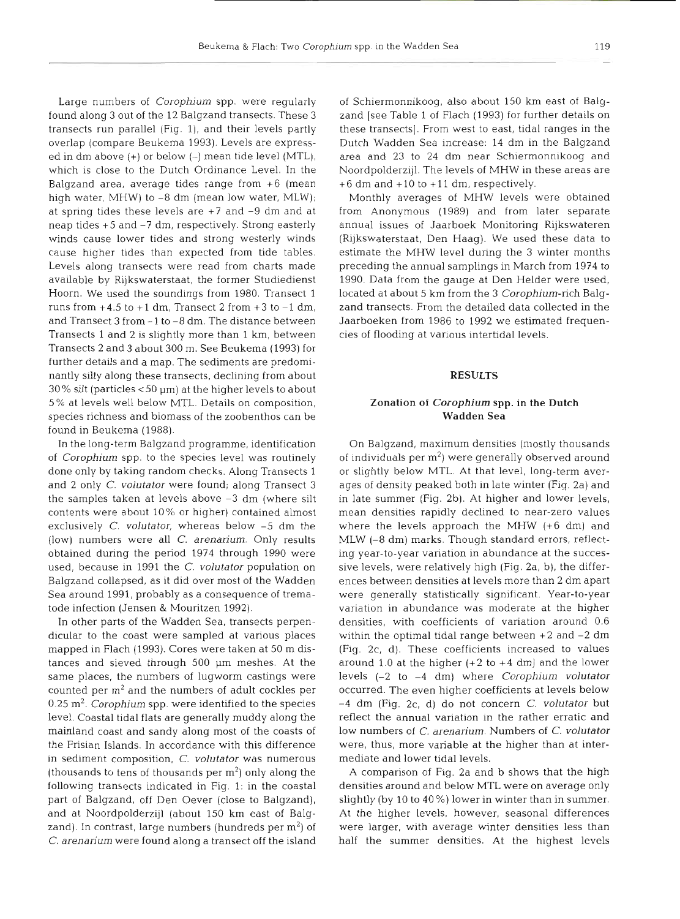Large numbers of *Corophium* spp. were regularly found along 3 out of the 12 Balgzand transects. These 3 transects run parallel (Fig. 1), and their levels partly overlap (compare Beukema 1993). Levels are expressed in dm above (+) or below (–) mean tide level (MTL), which is close to the Dutch Ordinance Level. In the Balgzand area, average tides range from +6 (mean high water, MHW) to –8 dm (mean low water, MLW); at spring tides these levels are +7 and –9 dm and at neap tides +5 and –7 dm, respectively. Strong easterly winds cause lower tides and strong westerly winds cause higher tides than expected from tide tables. Levels along transects were read from charts made available by Rijkswaterstaat, the former Studiedienst Hoorn. We used the soundings from 1980. Transect 1 runs from +4.5 to +1 dm, Transect 2 from +3 to –1 dm, and Transect 3 from –1 to –8 dm. The distance between Transects 1 and 2 is slightly more than 1 km, between Transects 2 and 3 about 300 m. See Beukema (1993) for further details and a map. The sediments are predominantly silty along these transects, declining from about 30% silt (particles <50 µm) at the higher levels to about 5% at levels well below MTL. Details on composition, species richness and biomass of the zoobenthos can be found in Beukema (1988).

In the long-term Balgzand programme, identification of *Corophium* spp. to the species level was routinely done only by taking random checks. Along Transects 1 and 2 only *C. volutator* were found; along Transect 3 the samples taken at levels above –3 dm (where silt contents were about 10% or higher) contained almost exclusively *C. volutator*, whereas below –5 dm the (low) numbers were all *C. arenarium*. Only results obtained during the period 1974 through 1990 were used, because in 1991 the *C. volutator* population on Balgzand collapsed, as it did over most of the Wadden Sea around 1991, probably as a consequence of trematode infection (Jensen & Mouritzen 1992).

In other parts of the Wadden Sea, transects perpendicular to the coast were sampled at various places mapped in Flach (1993). Cores were taken at 50 m distances and sieved through 500 µm meshes. At the same places, the numbers of lugworm castings were counted per m$^2$ and the numbers of adult cockles per 0.25 m$^2$. *Corophium* spp. were identified to the species level. Coastal tidal flats are generally muddy along the mainland coast and sandy along most of the coasts of the Frisian Islands. In accordance with this difference in sediment composition, *C. volutator* was numerous (thousands to tens of thousands per m$^2$) only along the following transects indicated in Fig. 1: in the coastal part of Balgzand, off Den Oever (close to Balgzand), and at Noordpolderzijl (about 150 km east of Balgzand). In contrast, large numbers (hundreds per m$^2$) of *C. arenarium* were found along a transect off the island of Schiermonnikoog, also about 150 km east of Balgzand [see Table 1 of Flach (1993) for further details on these transects]. From west to east, tidal ranges in the Dutch Wadden Sea increase: 14 dm in the Balgzand area and 23 to 24 dm near Schiermonnikoog and Noordpolderzijl. The levels of MHW in these areas are +6 dm and +10 to +11 dm, respectively.

Monthly averages of MHW levels were obtained from Anonymous (1989) and from later separate annual issues of Jaarboek Monitoring Rijkswateren (Rijkswaterstaat, Den Haag). We used these data to estimate the MHW level during the 3 winter months preceding the annual samplings in March from 1974 to 1990. Data from the gauge at Den Helder were used, located at about 5 km from the 3 *Corophium*-rich Balgzand transects. From the detailed data collected in the Jaarboeken from 1986 to 1992 we estimated frequencies of flooding at various intertidal levels.

## RESULTS

### Zonation of *Corophium* spp. in the Dutch Wadden Sea

On Balgzand, maximum densities (mostly thousands of individuals per m$^2$) were generally observed around or slightly below MTL. At that level, long-term averages of density peaked both in late winter (Fig. 2a) and in late summer (Fig. 2b). At higher and lower levels, mean densities rapidly declined to near-zero values where the levels approach the MHW (+6 dm) and MLW (–8 dm) marks. Though standard errors, reflecting year-to-year variation in abundance at the successive levels, were relatively high (Fig. 2a, b), the differences between densities at levels more than 2 dm apart were generally statistically significant. Year-to-year variation in abundance was moderate at the higher densities, with coefficients of variation around 0.6 within the optimal tidal range between +2 and –2 dm (Fig. 2c, d). These coefficients increased to values around 1.0 at the higher (+2 to +4 dm) and the lower levels (–2 to –4 dm) where *Corophium volutator* occurred. The even higher coefficients at levels below –4 dm (Fig. 2c, d) do not concern *C. volutator* but reflect the annual variation in the rather erratic and low numbers of *C. arenarium*. Numbers of *C. volutator* were, thus, more variable at the higher than at intermediate and lower tidal levels.

A comparison of Fig. 2a and b shows that the high densities around and below MTL were on average only slightly (by 10 to 40%) lower in winter than in summer. At the higher levels, however, seasonal differences were larger, with average winter densities less than half the summer densities. At the highest levels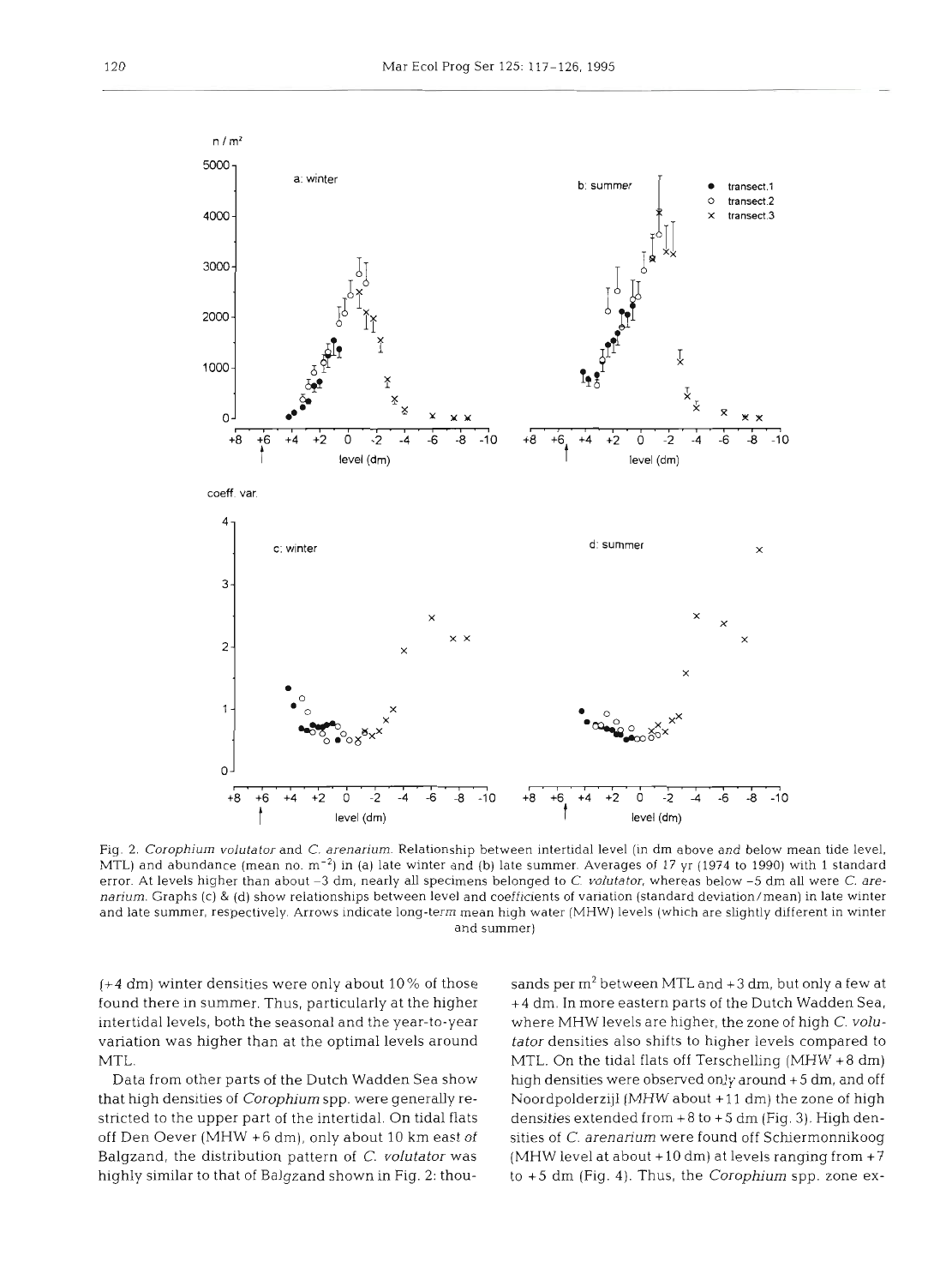Fig. 2. *Corophium volutator* and *C. arenarium*. Relationship between intertidal level (in dm above and below mean tide level, MTL) and abundance (mean no. $m^{-2}$) in (a) late winter and (b) late summer. Averages of 17 yr (1974 to 1990) with 1 standard error. At levels higher than about −3 dm, nearly all specimens belonged to *C. volutator*, whereas below −5 dm all were *C. arenarium*. Graphs (c) & (d) show relationships between level and coefficients of variation (standard deviation/mean) in late winter and late summer, respectively. Arrows indicate long-term mean high water (MHW) levels (which are slightly different in winter and summer)

(+4 dm) winter densities were only about 10% of those found there in summer. Thus, particularly at the higher intertidal levels, both the seasonal and the year-to-year variation was higher than at the optimal levels around MTL.

Data from other parts of the Dutch Wadden Sea show that high densities of *Corophium* spp. were generally restricted to the upper part of the intertidal. On tidal flats off Den Oever (MHW +6 dm), only about 10 km east of Balgzand, the distribution pattern of *C. volutator* was highly similar to that of Balgzand shown in Fig. 2: thousands per $m^2$ between MTL and +3 dm, but only a few at +4 dm. In more eastern parts of the Dutch Wadden Sea, where MHW levels are higher, the zone of high *C. volutator* densities also shifts to higher levels compared to MTL. On the tidal flats off Terschelling (MHW +8 dm) high densities were observed only around +5 dm, and off Noordpolderzijl (MHW about +11 dm) the zone of high densities extended from +8 to +5 dm (Fig. 3). High densities of *C. arenarium* were found off Schiermonnikoog (MHW level at about +10 dm) at levels ranging from +7 to +5 dm (Fig. 4). Thus, the *Corophium* spp. zone ex-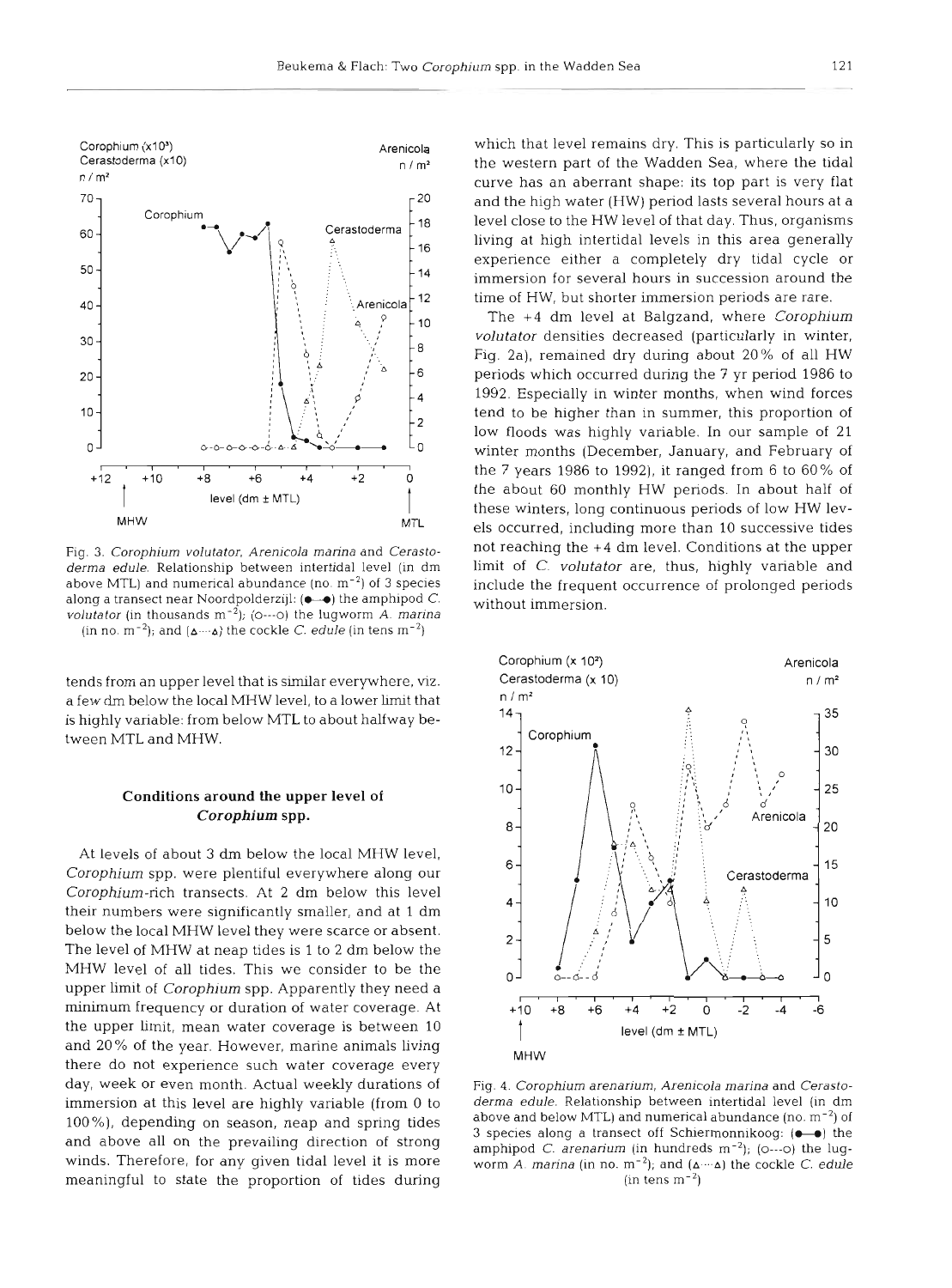Fig. 3. *Corophium volutator*, *Arenicola marina* and *Cerastoderma edule*. Relationship between intertidal level (in dm above MTL) and numerical abundance (no. $m^{-2}$) of 3 species along a transect near Noordpolderzijl: (●—●) the amphipod *C. volutator* (in thousands $m^{-2}$); (o---o) the lugworm *A. marina* (in no. $m^{-2}$); and (△···△) the cockle *C. edule* (in tens $m^{-2}$)

tends from an upper level that is similar everywhere, viz. a few dm below the local MHW level, to a lower limit that is highly variable: from below MTL to about halfway between MTL and MHW.

## Conditions around the upper level of *Corophium* spp.

At levels of about 3 dm below the local MHW level, *Corophium* spp. were plentiful everywhere along our *Corophium*-rich transects. At 2 dm below this level their numbers were significantly smaller, and at 1 dm below the local MHW level they were scarce or absent. The level of MHW at neap tides is 1 to 2 dm below the MHW level of all tides. This we consider to be the upper limit of *Corophium* spp. Apparently they need a minimum frequency or duration of water coverage. At the upper limit, mean water coverage is between 10 and 20% of the year. However, marine animals living there do not experience such water coverage every day, week or even month. Actual weekly durations of immersion at this level are highly variable (from 0 to 100%), depending on season, neap and spring tides and above all on the prevailing direction of strong winds. Therefore, for any given tidal level it is more meaningful to state the proportion of tides during which that level remains dry. This is particularly so in the western part of the Wadden Sea, where the tidal curve has an aberrant shape: its top part is very flat and the high water (HW) period lasts several hours at a level close to the HW level of that day. Thus, organisms living at high intertidal levels in this area generally experience either a completely dry tidal cycle or immersion for several hours in succession around the time of HW, but shorter immersion periods are rare.

The +4 dm level at Balgzand, where *Corophium volutator* densities decreased (particularly in winter, Fig. 2a), remained dry during about 20% of all HW periods which occurred during the 7 yr period 1986 to 1992. Especially in winter months, when wind forces tend to be higher than in summer, this proportion of low floods was highly variable. In our sample of 21 winter months (December, January, and February of the 7 years 1986 to 1992), it ranged from 6 to 60% of the about 60 monthly HW periods. In about half of these winters, long continuous periods of low HW levels occurred, including more than 10 successive tides not reaching the +4 dm level. Conditions at the upper limit of *C. volutator* are, thus, highly variable and include the frequent occurrence of prolonged periods without immersion.

Fig. 4. *Corophium arenarium*, *Arenicola marina* and *Cerastoderma edule*. Relationship between intertidal level (in dm above and below MTL) and numerical abundance (no. $m^{-2}$) of 3 species along a transect off Schiermonnikoog: (●—●) the amphipod *C. arenarium* (in hundreds $m^{-2}$); (o---o) the lugworm *A. marina* (in no. $m^{-2}$); and (△···△) the cockle *C. edule* (in tens $m^{-2}$)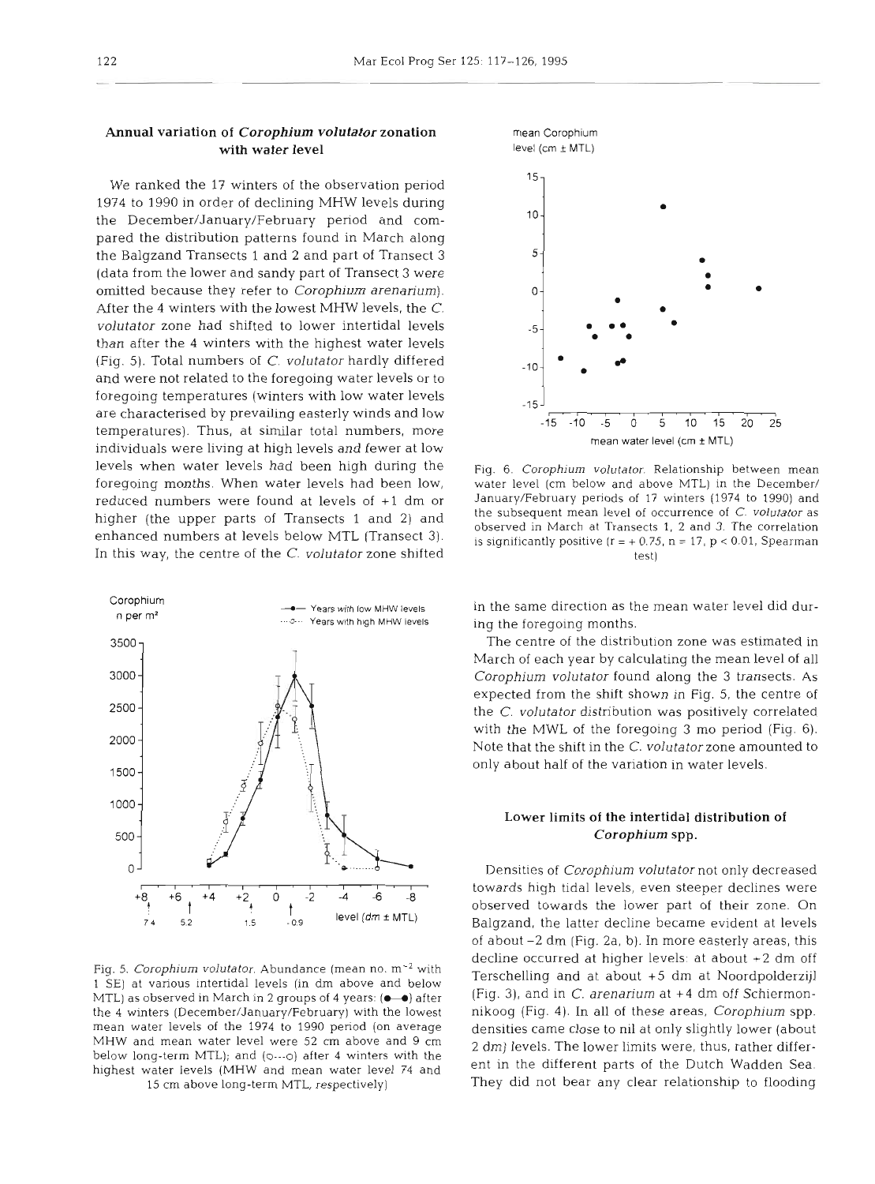## Annual variation of *Corophium volutator* zonation with water level

We ranked the 17 winters of the observation period 1974 to 1990 in order of declining MHW levels during the December/January/February period and compared the distribution patterns found in March along the Balgzand Transects 1 and 2 and part of Transect 3 (data from the lower and sandy part of Transect 3 were omitted because they refer to *Corophium arenarium*). After the 4 winters with the lowest MHW levels, the *C. volutator* zone had shifted to lower intertidal levels than after the 4 winters with the highest water levels (Fig. 5). Total numbers of *C. volutator* hardly differed and were not related to the foregoing water levels or to foregoing temperatures (winters with low water levels are characterised by prevailing easterly winds and low temperatures). Thus, at similar total numbers, more individuals were living at high levels and fewer at low levels when water levels had been high during the foregoing months. When water levels had been low, reduced numbers were found at levels of +1 dm or higher (the upper parts of Transects 1 and 2) and enhanced numbers at levels below MTL (Transect 3). In this way, the centre of the *C. volutator* zone shifted in the same direction as the mean water level did during the foregoing months.

Fig. 5. *Corophium volutator*. Abundance (mean no. $m^{-2}$ with 1 SE) at various intertidal levels (in dm above and below MTL) as observed in March in 2 groups of 4 years: (●—●) after the 4 winters (December/January/February) with the lowest mean water levels of the 1974 to 1990 period (on average MHW and mean water level were 52 cm above and 9 cm below long-term MTL); and (○---○) after 4 winters with the highest water levels (MHW and mean water level 74 and 15 cm above long-term MTL, respectively)

Fig. 6. *Corophium volutator*. Relationship between mean water level (cm below and above MTL) in the December/January/February periods of 17 winters (1974 to 1990) and the subsequent mean level of occurrence of *C. volutator* as observed in March at Transects 1, 2 and 3. The correlation is significantly positive ($r = +0.75$, $n = 17$, $p < 0.01$, Spearman test)

The centre of the distribution zone was estimated in March of each year by calculating the mean level of all *Corophium volutator* found along the 3 transects. As expected from the shift shown in Fig. 5, the centre of the *C. volutator* distribution was positively correlated with the MWL of the foregoing 3 mo period (Fig. 6). Note that the shift in the *C. volutator* zone amounted to only about half of the variation in water levels.

## Lower limits of the intertidal distribution of *Corophium* spp.

Densities of *Corophium volutator* not only decreased towards high tidal levels, even steeper declines were observed towards the lower part of their zone. On Balgzand, the latter decline became evident at levels of about −2 dm (Fig. 2a, b). In more easterly areas, this decline occurred at higher levels: at about +2 dm off Terschelling and at about +5 dm at Noordpolderzijl (Fig. 3), and in *C. arenarium* at +4 dm off Schiermonnikoog (Fig. 4). In all of these areas, *Corophium* spp. densities came close to nil at only slightly lower (about 2 dm) levels. The lower limits were, thus, rather different in the different parts of the Dutch Wadden Sea. They did not bear any clear relationship to flooding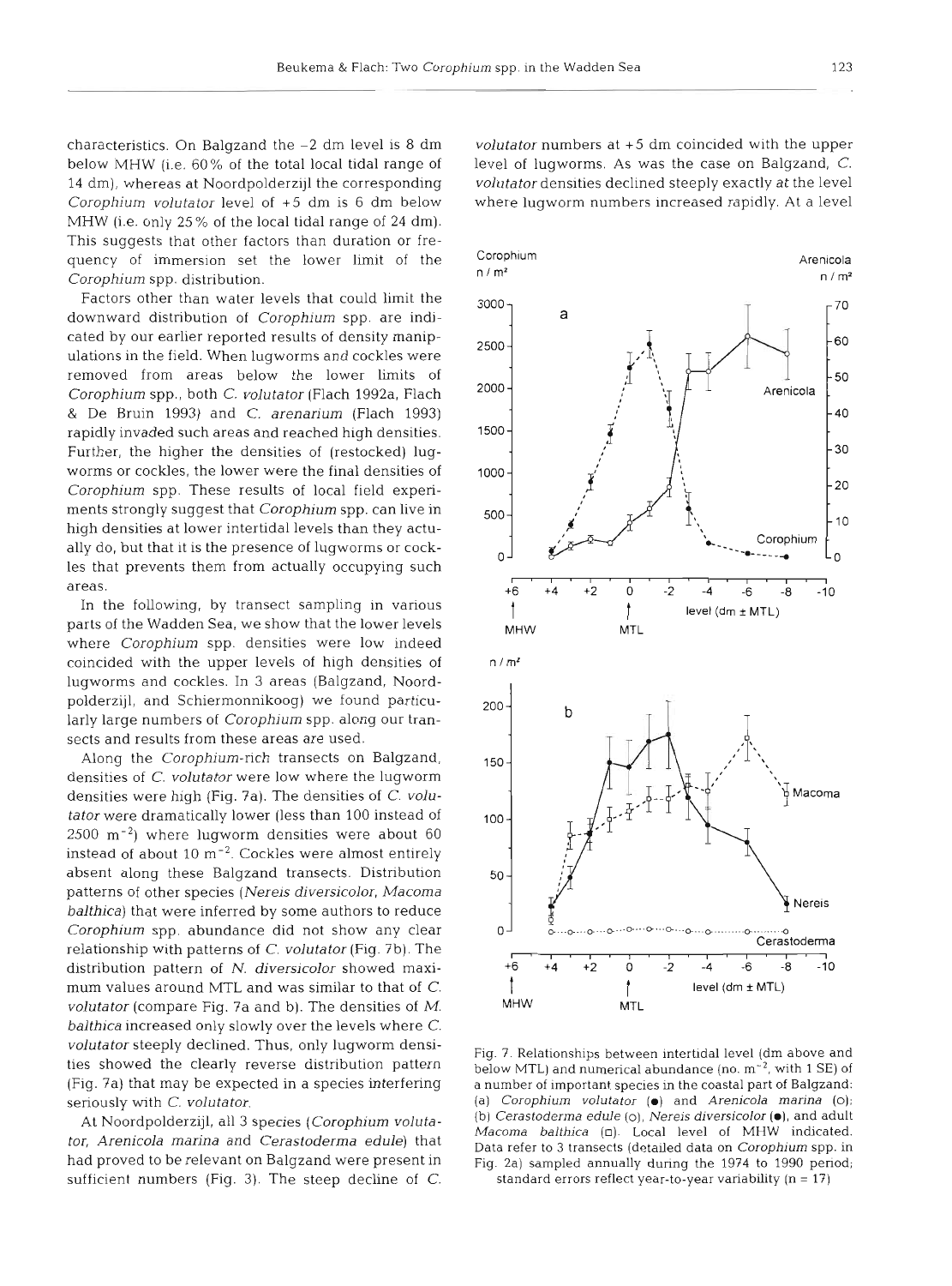characteristics. On Balgzand the −2 dm level is 8 dm below MHW (i.e. 60% of the total local tidal range of 14 dm), whereas at Noordpolderzijl the corresponding *Corophium volutator* level of +5 dm is 6 dm below MHW (i.e. only 25% of the local tidal range of 24 dm). This suggests that other factors than duration or frequency of immersion set the lower limit of the *Corophium* spp. distribution.

Factors other than water levels that could limit the downward distribution of *Corophium* spp. are indicated by our earlier reported results of density manipulations in the field. When lugworms and cockles were removed from areas below the lower limits of *Corophium* spp., both *C. volutator* (Flach 1992a, Flach & De Bruin 1993) and *C. arenarium* (Flach 1993) rapidly invaded such areas and reached high densities. Further, the higher the densities of (restocked) lugworms or cockles, the lower were the final densities of *Corophium* spp. These results of local field experiments strongly suggest that *Corophium* spp. can live in high densities at lower intertidal levels than they actually do, but that it is the presence of lugworms or cockles that prevents them from actually occupying such areas.

In the following, by transect sampling in various parts of the Wadden Sea, we show that the lower levels where *Corophium* spp. densities were low indeed coincided with the upper levels of high densities of lugworms and cockles. In 3 areas (Balgzand, Noordpolderzijl, and Schiermonnikoog) we found particularly large numbers of *Corophium* spp. along our transects and results from these areas are used.

Along the *Corophium*-rich transects on Balgzand, densities of *C. volutator* were low where the lugworm densities were high (Fig. 7a). The densities of *C. volutator* were dramatically lower (less than 100 instead of 2500 $m^{-2}$) where lugworm densities were about 60 instead of about 10 $m^{-2}$. Cockles were almost entirely absent along these Balgzand transects. Distribution patterns of other species (*Nereis diversicolor*, *Macoma balthica*) that were inferred by some authors to reduce *Corophium* spp. abundance did not show any clear relationship with patterns of *C. volutator* (Fig. 7b). The distribution pattern of *N. diversicolor* showed maximum values around MTL and was similar to that of *C. volutator* (compare Fig. 7a and b). The densities of *M. balthica* increased only slowly over the levels where *C. volutator* steeply declined. Thus, only lugworm densities showed the clearly reverse distribution pattern (Fig. 7a) that may be expected in a species interfering seriously with *C. volutator*.

At Noordpolderzijl, all 3 species (*Corophium volutator*, *Arenicola marina* and *Cerastoderma edule*) that had proved to be relevant on Balgzand were present in sufficient numbers (Fig. 3). The steep decline of *C. volutator* numbers at +5 dm coincided with the upper level of lugworms. As was the case on Balgzand, *C. volutator* densities declined steeply exactly at the level where lugworm numbers increased rapidly. At a level

Fig. 7. Relationships between intertidal level (dm above and below MTL) and numerical abundance (no. $m^{-2}$, with 1 SE) of a number of important species in the coastal part of Balgzand: (a) *Corophium volutator* (●) and *Arenicola marina* (○); (b) *Cerastoderma edule* (○), *Nereis diversicolor* (●), and adult *Macoma balthica* (□). Local level of MHW indicated. Data refer to 3 transects (detailed data on *Corophium* spp. in Fig. 2a) sampled annually during the 1974 to 1990 period; standard errors reflect year-to-year variability (n = 17)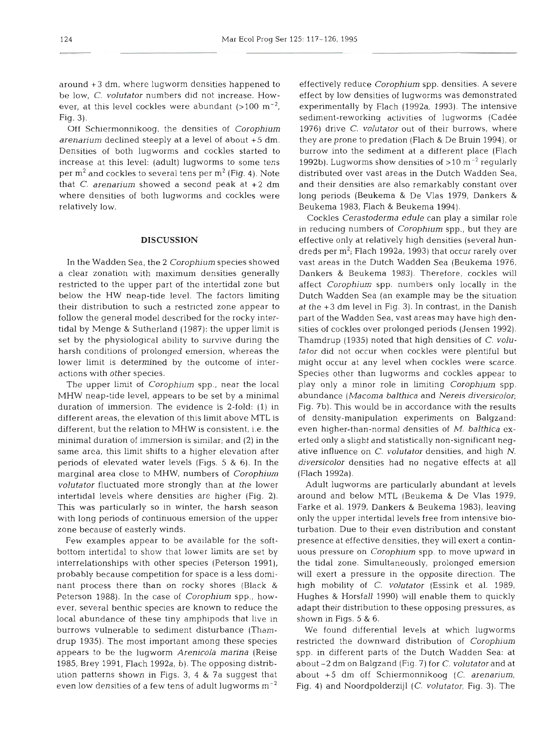around +3 dm, where lugworm densities happened to be low, *C. volutator* numbers did not increase. However, at this level cockles were abundant (>100 $m^{-2}$, Fig. 3).

Off Schiermonnikoog, the densities of *Corophium arenarium* declined steeply at a level of about +5 dm. Densities of both lugworms and cockles started to increase at this level: (adult) lugworms to some tens per $m^2$ and cockles to several tens per $m^2$ (Fig. 4). Note that *C. arenarium* showed a second peak at +2 dm where densities of both lugworms and cockles were relatively low.

## DISCUSSION

In the Wadden Sea, the 2 *Corophium* species showed a clear zonation with maximum densities generally restricted to the upper part of the intertidal zone but below the HW neap-tide level. The factors limiting their distribution to such a restricted zone appear to follow the general model described for the rocky intertidal by Menge & Sutherland (1987): the upper limit is set by the physiological ability to survive during the harsh conditions of prolonged emersion, whereas the lower limit is determined by the outcome of interactions with other species.

The upper limit of *Corophium* spp., near the local MHW neap-tide level, appears to be set by a minimal duration of immersion. The evidence is 2-fold: (1) in different areas, the elevation of this limit above MTL is different, but the relation to MHW is consistent, i.e. the minimal duration of immersion is similar; and (2) in the same area, this limit shifts to a higher elevation after periods of elevated water levels (Figs. 5 & 6). In the marginal area close to MHW, numbers of *Corophium volutator* fluctuated more strongly than at the lower intertidal levels where densities are higher (Fig. 2). This was particularly so in winter, the harsh season with long periods of continuous emersion of the upper zone because of easterly winds.

Few examples appear to be available for the soft-bottom intertidal to show that lower limits are set by interrelationships with other species (Peterson 1991), probably because competition for space is a less dominant process there than on rocky shores (Black & Peterson 1988). In the case of *Corophium* spp., however, several benthic species are known to reduce the local abundance of these tiny amphipods that live in burrows vulnerable to sediment disturbance (Thamdrup 1935). The most important among these species appears to be the lugworm *Arenicola marina* (Reise 1985, Brey 1991, Flach 1992a, b). The opposing distribution patterns shown in Figs. 3, 4 & 7a suggest that even low densities of a few tens of adult lugworms $m^{-2}$ effectively reduce *Corophium* spp. densities. A severe effect by low densities of lugworms was demonstrated experimentally by Flach (1992a, 1993). The intensive sediment-reworking activities of lugworms (Cadée 1976) drive *C. volutator* out of their burrows, where they are prone to predation (Flach & De Bruin 1994), or burrow into the sediment at a different place (Flach 1992b). Lugworms show densities of >10 $m^{-2}$ regularly distributed over vast areas in the Dutch Wadden Sea, and their densities are also remarkably constant over long periods (Beukema & De Vlas 1979, Dankers & Beukema 1983, Flach & Beukema 1994).

Cockles *Cerastoderma edule* can play a similar role in reducing numbers of *Corophium* spp., but they are effective only at relatively high densities (several hundreds per $m^2$; Flach 1992a, 1993) that occur rarely over vast areas in the Dutch Wadden Sea (Beukema 1976, Dankers & Beukema 1983). Therefore, cockles will affect *Corophium* spp. numbers only locally in the Dutch Wadden Sea (an example may be the situation at the +3 dm level in Fig. 3). In contrast, in the Danish part of the Wadden Sea, vast areas may have high densities of cockles over prolonged periods (Jensen 1992). Thamdrup (1935) noted that high densities of *C. volutator* did not occur when cockles were plentiful but might occur at any level when cockles were scarce. Species other than lugworms and cockles appear to play only a minor role in limiting *Corophium* spp. abundance (*Macoma balthica* and *Nereis diversicolor*; Fig. 7b). This would be in accordance with the results of density-manipulation experiments on Balgzand: even higher-than-normal densities of *M. balthica* exerted only a slight and statistically non-significant negative influence on *C. volutator* densities, and high *N. diversicolor* densities had no negative effects at all (Flach 1992a).

Adult lugworms are particularly abundant at levels around and below MTL (Beukema & De Vlas 1979, Farke et al. 1979, Dankers & Beukema 1983), leaving only the upper intertidal levels free from intensive bioturbation. Due to their even distribution and constant presence at effective densities, they will exert a continuous pressure on *Corophium* spp. to move upward in the tidal zone. Simultaneously, prolonged emersion will exert a pressure in the opposite direction. The high mobility of *C. volutator* (Essink et al. 1989, Hughes & Horsfall 1990) will enable them to quickly adapt their distribution to these opposing pressures, as shown in Figs. 5 & 6.

We found differential levels at which lugworms restricted the downward distribution of *Corophium* spp. in different parts of the Dutch Wadden Sea: at about −2 dm on Balgzand (Fig. 7) for *C. volutator* and at about +5 dm off Schiermonnikoog (*C. arenarium*, Fig. 4) and Noordpolderzijl (*C. volutator*, Fig. 3). The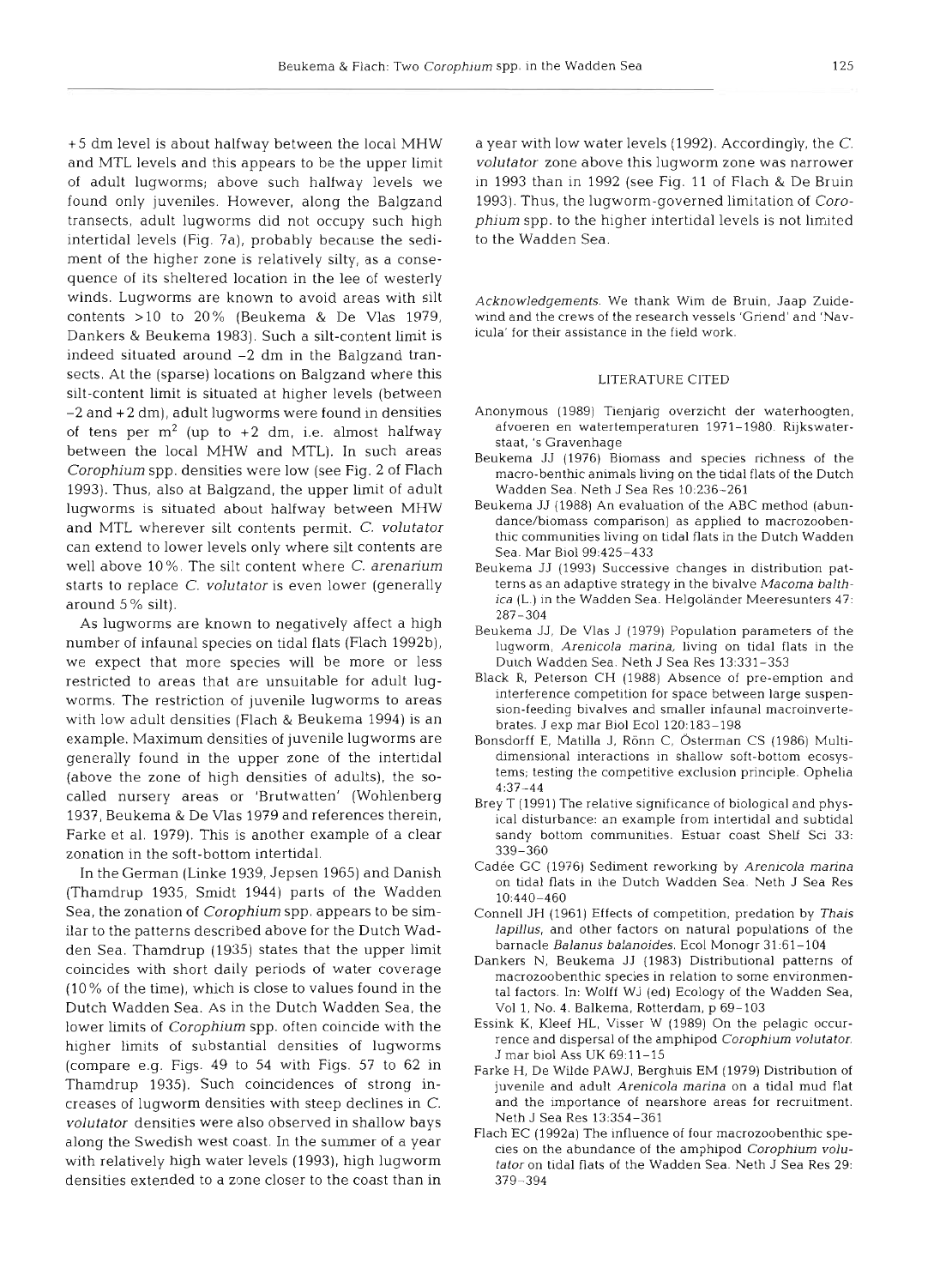+5 dm level is about halfway between the local MHW and MTL levels and this appears to be the upper limit of adult lugworms; above such halfway levels we found only juveniles. However, along the Balgzand transects, adult lugworms did not occupy such high intertidal levels (Fig. 7a), probably because the sediment of the higher zone is relatively silty, as a consequence of its sheltered location in the lee of westerly winds. Lugworms are known to avoid areas with silt contents >10 to 20% (Beukema & De Vlas 1979, Dankers & Beukema 1983). Such a silt-content limit is indeed situated around −2 dm in the Balgzand transects. At the (sparse) locations on Balgzand where this silt-content limit is situated at higher levels (between −2 and +2 dm), adult lugworms were found in densities of tens per $m^2$ (up to +2 dm, i.e. almost halfway between the local MHW and MTL). In such areas *Corophium* spp. densities were low (see Fig. 2 of Flach 1993). Thus, also at Balgzand, the upper limit of adult lugworms is situated about halfway between MHW and MTL wherever silt contents permit. *C. volutator* can extend to lower levels only where silt contents are well above 10%. The silt content where *C. arenarium* starts to replace *C. volutator* is even lower (generally around 5% silt).

As lugworms are known to negatively affect a high number of infaunal species on tidal flats (Flach 1992b), we expect that more species will be more or less restricted to areas that are unsuitable for adult lugworms. The restriction of juvenile lugworms to areas with low adult densities (Flach & Beukema 1994) is an example. Maximum densities of juvenile lugworms are generally found in the upper zone of the intertidal (above the zone of high densities of adults), the so-called nursery areas or 'Brutwatten' (Wohlenberg 1937, Beukema & De Vlas 1979 and references therein, Farke et al. 1979). This is another example of a clear zonation in the soft-bottom intertidal.

In the German (Linke 1939, Jepsen 1965) and Danish (Thamdrup 1935, Smidt 1944) parts of the Wadden Sea, the zonation of *Corophium* spp. appears to be similar to the patterns described above for the Dutch Wadden Sea. Thamdrup (1935) states that the upper limit coincides with short daily periods of water coverage (10% of the time), which is close to values found in the Dutch Wadden Sea. As in the Dutch Wadden Sea, the lower limits of *Corophium* spp. often coincide with the higher limits of substantial densities of lugworms (compare e.g. Figs. 49 to 54 with Figs. 57 to 62 in Thamdrup 1935). Such coincidences of strong increases of lugworm densities with steep declines in *C. volutator* densities were also observed in shallow bays along the Swedish west coast. In the summer of a year with relatively high water levels (1993), high lugworm densities extended to a zone closer to the coast than in a year with low water levels (1992). Accordingly, the *C. volutator* zone above this lugworm zone was narrower in 1993 than in 1992 (see Fig. 11 of Flach & De Bruin 1993). Thus, the lugworm-governed limitation of *Corophium* spp. to the higher intertidal levels is not limited to the Wadden Sea.

*Acknowledgements.* We thank Wim de Bruin, Jaap Zuidewind and the crews of the research vessels 'Griend' and 'Navicula' for their assistance in the field work.

## LITERATURE CITED

Anonymous (1989) Tienjarig overzicht der waterhoogten, afvoeren en watertemperaturen 1971–1980. Rijkswaterstaat, 's Gravenhage

Beukema JJ (1976) Biomass and species richness of the macro-benthic animals living on the tidal flats of the Dutch Wadden Sea. Neth J Sea Res 10:236–261

Beukema JJ (1988) An evaluation of the ABC method (abundance/biomass comparison) as applied to macrozoobenthic communities living on tidal flats in the Dutch Wadden Sea. Mar Biol 99:425–433

Beukema JJ (1993) Successive changes in distribution patterns as an adaptive strategy in the bivalve *Macoma balthica* (L.) in the Wadden Sea. Helgoländer Meeresunters 47: 287–304

Beukema JJ, De Vlas J (1979) Population parameters of the lugworm, *Arenicola marina*, living on tidal flats in the Dutch Wadden Sea. Neth J Sea Res 13:331–353

Black R, Peterson CH (1988) Absence of pre-emption and interference competition for space between large suspension-feeding bivalves and smaller infaunal macroinvertebrates. J exp mar Biol Ecol 120:183–198

Bonsdorff E, Matilla J, Rönn C, Österman CS (1986) Multidimensional interactions in shallow soft-bottom ecosystems; testing the competitive exclusion principle. Ophelia 4:37–44

Brey T (1991) The relative significance of biological and physical disturbance: an example from intertidal and subtidal sandy bottom communities. Estuar coast Shelf Sci 33: 339–360

Cadée GC (1976) Sediment reworking by *Arenicola marina* on tidal flats in the Dutch Wadden Sea. Neth J Sea Res 10:440–460

Connell JH (1961) Effects of competition, predation by *Thais lapillus*, and other factors on natural populations of the barnacle *Balanus balanoides*. Ecol Monogr 31:61–104

Dankers N, Beukema JJ (1983) Distributional patterns of macrozoobenthic species in relation to some environmental factors. In: Wolff WJ (ed) Ecology of the Wadden Sea, Vol 1, No. 4. Balkema, Rotterdam, p 69–103

Essink K, Kleef HL, Visser W (1989) On the pelagic occurrence and dispersal of the amphipod *Corophium volutator*. J mar biol Ass UK 69:11–15

Farke H, De Wilde PAWJ, Berghuis EM (1979) Distribution of juvenile and adult *Arenicola marina* on a tidal mud flat and the importance of nearshore areas for recruitment. Neth J Sea Res 13:354–361

Flach EC (1992a) The influence of four macrozoobenthic species on the abundance of the amphipod *Corophium volutator* on tidal flats of the Wadden Sea. Neth J Sea Res 29: 379–394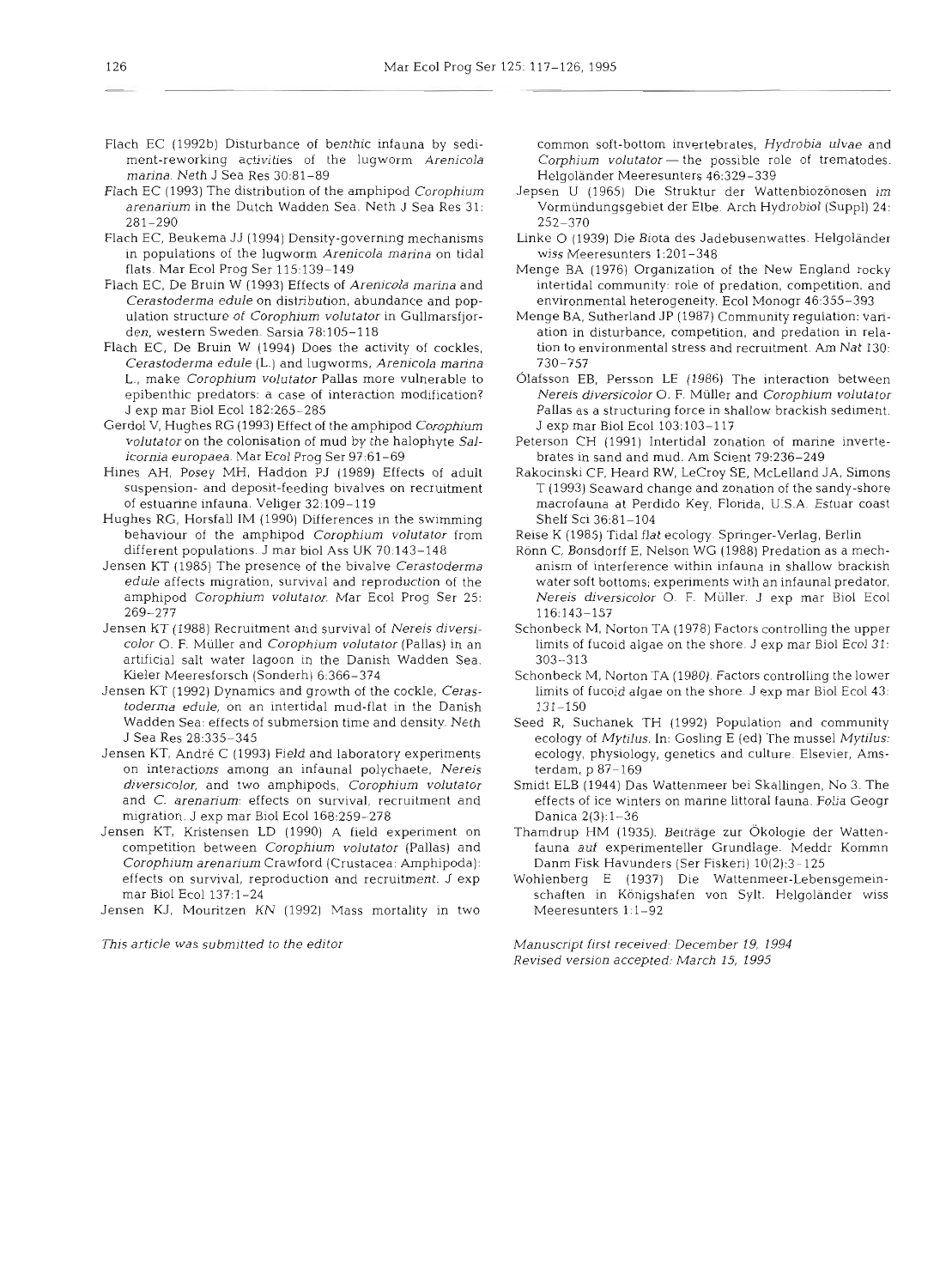Flach EC (1992b) Disturbance of benthic infauna by sediment-reworking activities of the lugworm *Arenicola marina*. Neth J Sea Res 30:81–89

Flach EC (1993) The distribution of the amphipod *Corophium arenarium* in the Dutch Wadden Sea. Neth J Sea Res 31: 281–290

Flach EC, Beukema JJ (1994) Density-governing mechanisms in populations of the lugworm *Arenicola marina* on tidal flats. Mar Ecol Prog Ser 115:139–149

Flach EC, De Bruin W (1993) Effects of *Arenicola marina* and *Cerastoderma edule* on distribution, abundance and population structure of *Corophium volutator* in Gullmarsfjorden, western Sweden. Sarsia 78:105–118

Flach EC, De Bruin W (1994) Does the activity of cockles, *Cerastoderma edule* (L.) and lugworms, *Arenicola marina* L., make *Corophium volutator* Pallas more vulnerable to epibenthic predators: a case of interaction modification? J exp mar Biol Ecol 182:265–285

Gerdol V, Hughes RG (1993) Effect of the amphipod *Corophium volutator* on the colonisation of mud by the halophyte *Salicornia europaea*. Mar Ecol Prog Ser 97:61–69

Hines AH, Posey MH, Haddon PJ (1989) Effects of adult suspension- and deposit-feeding bivalves on recruitment of estuarine infauna. Veliger 32:109–119

Hughes RG, Horsfall IM (1990) Differences in the swimming behaviour of the amphipod *Corophium volutator* from different populations. J mar biol Ass UK 70:143–148

Jensen KT (1985) The presence of the bivalve *Cerastoderma edule* affects migration, survival and reproduction of the amphipod *Corophium volutator*. Mar Ecol Prog Ser 25: 269–277

Jensen KT (1988) Recruitment and survival of *Nereis diversicolor* O. F. Müller and *Corophium volutator* (Pallas) in an artificial salt water lagoon in the Danish Wadden Sea. Kieler Meeresforsch (Sonderh) 6:366–374

Jensen KT (1992) Dynamics and growth of the cockle, *Cerastoderma edule*, on an intertidal mud-flat in the Danish Wadden Sea: effects of submersion time and density. Neth J Sea Res 28:335–345

Jensen KT, André C (1993) Field and laboratory experiments on interactions among an infaunal polychaete, *Nereis diversicolor*, and two amphipods, *Corophium volutator* and *C. arenarium*: effects on survival, recruitment and migration. J exp mar Biol Ecol 168:259–278

Jensen KT, Kristensen LD (1990) A field experiment on competition between *Corophium volutator* (Pallas) and *Corophium arenarium* Crawford (Crustacea: Amphipoda): effects on survival, reproduction and recruitment. J exp mar Biol Ecol 137:1–24

Jensen KJ, Mouritzen KN (1992) Mass mortality in two common soft-bottom invertebrates, *Hydrobia ulvae* and *Corphium volutator* — the possible role of trematodes. Helgoländer Meeresunters 46:329–339

Jepsen U (1965) Die Struktur der Wattenbiozönosen im Vormündungsgebiet der Elbe. Arch Hydrobiol (Suppl) 24: 252–370

Linke O (1939) Die Biota des Jadebusenwattes. Helgoländer wiss Meeresunters 1:201–348

Menge BA (1976) Organization of the New England rocky intertidal community: role of predation, competition, and environmental heterogeneity. Ecol Monogr 46:355–393

Menge BA, Sutherland JP (1987) Community regulation: variation in disturbance, competition, and predation in relation to environmental stress and recruitment. Am Nat 130: 730–757

Ólafsson EB, Persson LE (1986) The interaction between *Nereis diversicolor* O. F. Müller and *Corophium volutator* Pallas as a structuring force in shallow brackish sediment. J exp mar Biol Ecol 103:103–117

Peterson CH (1991) Intertidal zonation of marine invertebrates in sand and mud. Am Scient 79:236–249

Rakocinski CF, Heard RW, LeCroy SE, McLelland JA, Simons T (1993) Seaward change and zonation of the sandy-shore macrofauna at Perdido Key, Florida, U.S.A. Estuar coast Shelf Sci 36:81–104

Reise K (1985) Tidal flat ecology. Springer-Verlag, Berlin

Rönn C, Bonsdorff E, Nelson WG (1988) Predation as a mechanism of interference within infauna in shallow brackish water soft bottoms; experiments with an infaunal predator, *Nereis diversicolor* O. F. Müller. J exp mar Biol Ecol 116:143–157

Schonbeck M, Norton TA (1978) Factors controlling the upper limits of fucoid algae on the shore. J exp mar Biol Ecol 31: 303–313

Schonbeck M, Norton TA (1980) Factors controlling the lower limits of fucoid algae on the shore. J exp mar Biol Ecol 43: 131–150

Seed R, Suchanek TH (1992) Population and community ecology of *Mytilus*. In: Gosling E (ed) The mussel *Mytilus*: ecology, physiology, genetics and culture. Elsevier, Amsterdam, p 87–169

Smidt ELB (1944) Das Wattenmeer bei Skallingen, No 3. The effects of ice winters on marine littoral fauna. Folia Geogr Danica 2(3):1–36

Thamdrup HM (1935). Beiträge zur Ökologie der Wattenfauna auf experimenteller Grundlage. Meddr Kommn Danm Fisk Havunders (Ser Fiskeri) 10(2):3–125

Wohlenberg E (1937) Die Wattenmeer-Lebensgemeinschaften in Königshafen von Sylt. Helgoländer wiss Meeresunters 1:1–92

*This article was submitted to the editor*

*Manuscript first received: December 19, 1994*
*Revised version accepted: March 15, 1995*